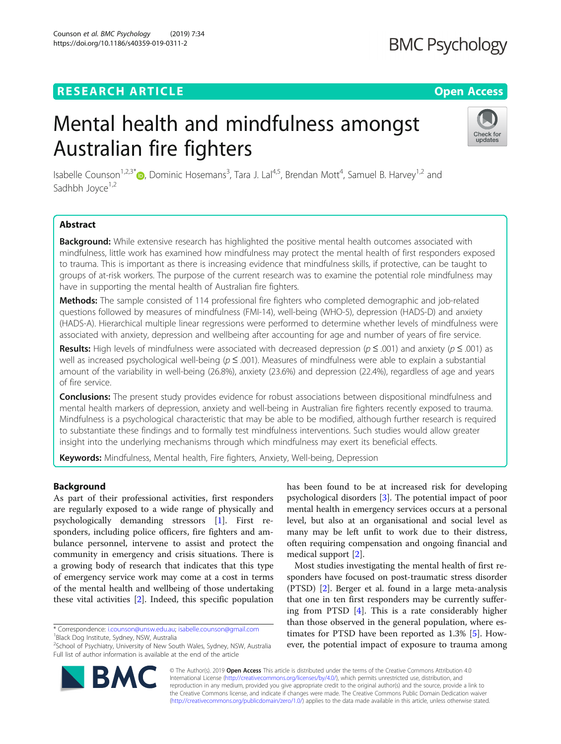RESEARCH ARTICLE

Open Access

# Mental health and mindfulness amongst Australian fire fighters

Isabelle Counson[1,2,3*], Dominic Hosemans[3], Tara J. Lal[4,5], Brendan Mott[4], Samuel B. Harvey[1,2] and Sadhbh Joyce[1,2]

## Abstract

**Background:** While extensive research has highlighted the positive mental health outcomes associated with mindfulness, little work has examined how mindfulness may protect the mental health of first responders exposed to trauma. This is important as there is increasing evidence that mindfulness skills, if protective, can be taught to groups of at-risk workers. The purpose of the current research was to examine the potential role mindfulness may have in supporting the mental health of Australian fire fighters.

**Methods:** The sample consisted of 114 professional fire fighters who completed demographic and job-related questions followed by measures of mindfulness (FMI-14), well-being (WHO-5), depression (HADS-D) and anxiety (HADS-A). Hierarchical multiple linear regressions were performed to determine whether levels of mindfulness were associated with anxiety, depression and wellbeing after accounting for age and number of years of fire service.

**Results:** High levels of mindfulness were associated with decreased depression ($p \leq .001$) and anxiety ($p \leq .001$) as well as increased psychological well-being ($p \leq .001$). Measures of mindfulness were able to explain a substantial amount of the variability in well-being (26.8%), anxiety (23.6%) and depression (22.4%), regardless of age and years of fire service.

**Conclusions:** The present study provides evidence for robust associations between dispositional mindfulness and mental health markers of depression, anxiety and well-being in Australian fire fighters recently exposed to trauma. Mindfulness is a psychological characteristic that may be able to be modified, although further research is required to substantiate these findings and to formally test mindfulness interventions. Such studies would allow greater insight into the underlying mechanisms through which mindfulness may exert its beneficial effects.

**Keywords:** Mindfulness, Mental health, Fire fighters, Anxiety, Well-being, Depression

## Background

As part of their professional activities, first responders are regularly exposed to a wide range of physically and psychologically demanding stressors [1]. First responders, including police officers, fire fighters and ambulance personnel, intervene to assist and protect the community in emergency and crisis situations. There is a growing body of research that indicates that this type of emergency service work may come at a cost in terms of the mental health and wellbeing of those undertaking these vital activities [2]. Indeed, this specific population has been found to be at increased risk for developing psychological disorders [3]. The potential impact of poor mental health in emergency services occurs at a personal level, but also at an organisational and social level as many may be left unfit to work due to their distress, often requiring compensation and ongoing financial and medical support [2].

Most studies investigating the mental health of first responders have focused on post-traumatic stress disorder (PTSD) [2]. Berger et al. found in a large meta-analysis that one in ten first responders may be currently suffering from PTSD [4]. This is a rate considerably higher than those observed in the general population, where estimates for PTSD have been reported as 1.3% [5]. However, the potential impact of exposure to trauma among

\* Correspondence: i.counson@unsw.edu.au; isabelle.counson@gmail.com
[1]Black Dog Institute, Sydney, NSW, Australia
[2]School of Psychiatry, University of New South Wales, Sydney, NSW, Australia
Full list of author information is available at the end of the article

© The Author(s). 2019 **Open Access** This article is distributed under the terms of the Creative Commons Attribution 4.0 International License (http://creativecommons.org/licenses/by/4.0/), which permits unrestricted use, distribution, and reproduction in any medium, provided you give appropriate credit to the original author(s) and the source, provide a link to the Creative Commons license, and indicate if changes were made. The Creative Commons Public Domain Dedication waiver (http://creativecommons.org/publicdomain/zero/1.0/) applies to the data made available in this article, unless otherwise stated.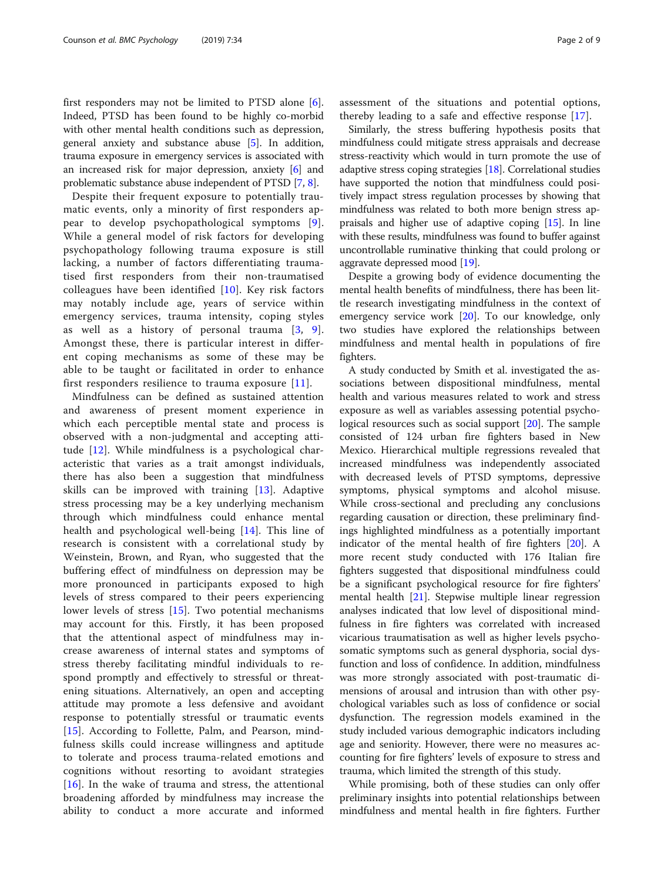first responders may not be limited to PTSD alone [6]. Indeed, PTSD has been found to be highly co-morbid with other mental health conditions such as depression, general anxiety and substance abuse [5]. In addition, trauma exposure in emergency services is associated with an increased risk for major depression, anxiety [6] and problematic substance abuse independent of PTSD [7, 8].

Despite their frequent exposure to potentially traumatic events, only a minority of first responders appear to develop psychopathological symptoms [9]. While a general model of risk factors for developing psychopathology following trauma exposure is still lacking, a number of factors differentiating traumatised first responders from their non-traumatised colleagues have been identified [10]. Key risk factors may notably include age, years of service within emergency services, trauma intensity, coping styles as well as a history of personal trauma [3, 9]. Amongst these, there is particular interest in different coping mechanisms as some of these may be able to be taught or facilitated in order to enhance first responders resilience to trauma exposure [11].

Mindfulness can be defined as sustained attention and awareness of present moment experience in which each perceptible mental state and process is observed with a non-judgmental and accepting attitude [12]. While mindfulness is a psychological characteristic that varies as a trait amongst individuals, there has also been a suggestion that mindfulness skills can be improved with training [13]. Adaptive stress processing may be a key underlying mechanism through which mindfulness could enhance mental health and psychological well-being [14]. This line of research is consistent with a correlational study by Weinstein, Brown, and Ryan, who suggested that the buffering effect of mindfulness on depression may be more pronounced in participants exposed to high levels of stress compared to their peers experiencing lower levels of stress [15]. Two potential mechanisms may account for this. Firstly, it has been proposed that the attentional aspect of mindfulness may increase awareness of internal states and symptoms of stress thereby facilitating mindful individuals to respond promptly and effectively to stressful or threatening situations. Alternatively, an open and accepting attitude may promote a less defensive and avoidant response to potentially stressful or traumatic events [15]. According to Follette, Palm, and Pearson, mindfulness skills could increase willingness and aptitude to tolerate and process trauma-related emotions and cognitions without resorting to avoidant strategies [16]. In the wake of trauma and stress, the attentional broadening afforded by mindfulness may increase the ability to conduct a more accurate and informed assessment of the situations and potential options, thereby leading to a safe and effective response [17].

Similarly, the stress buffering hypothesis posits that mindfulness could mitigate stress appraisals and decrease stress-reactivity which would in turn promote the use of adaptive stress coping strategies [18]. Correlational studies have supported the notion that mindfulness could positively impact stress regulation processes by showing that mindfulness was related to both more benign stress appraisals and higher use of adaptive coping [15]. In line with these results, mindfulness was found to buffer against uncontrollable ruminative thinking that could prolong or aggravate depressed mood [19].

Despite a growing body of evidence documenting the mental health benefits of mindfulness, there has been little research investigating mindfulness in the context of emergency service work [20]. To our knowledge, only two studies have explored the relationships between mindfulness and mental health in populations of fire fighters.

A study conducted by Smith et al. investigated the associations between dispositional mindfulness, mental health and various measures related to work and stress exposure as well as variables assessing potential psychological resources such as social support [20]. The sample consisted of 124 urban fire fighters based in New Mexico. Hierarchical multiple regressions revealed that increased mindfulness was independently associated with decreased levels of PTSD symptoms, depressive symptoms, physical symptoms and alcohol misuse. While cross-sectional and precluding any conclusions regarding causation or direction, these preliminary findings highlighted mindfulness as a potentially important indicator of the mental health of fire fighters [20]. A more recent study conducted with 176 Italian fire fighters suggested that dispositional mindfulness could be a significant psychological resource for fire fighters' mental health [21]. Stepwise multiple linear regression analyses indicated that low level of dispositional mindfulness in fire fighters was correlated with increased vicarious traumatisation as well as higher levels psychosomatic symptoms such as general dysphoria, social dysfunction and loss of confidence. In addition, mindfulness was more strongly associated with post-traumatic dimensions of arousal and intrusion than with other psychological variables such as loss of confidence or social dysfunction. The regression models examined in the study included various demographic indicators including age and seniority. However, there were no measures accounting for fire fighters' levels of exposure to stress and trauma, which limited the strength of this study.

While promising, both of these studies can only offer preliminary insights into potential relationships between mindfulness and mental health in fire fighters. Further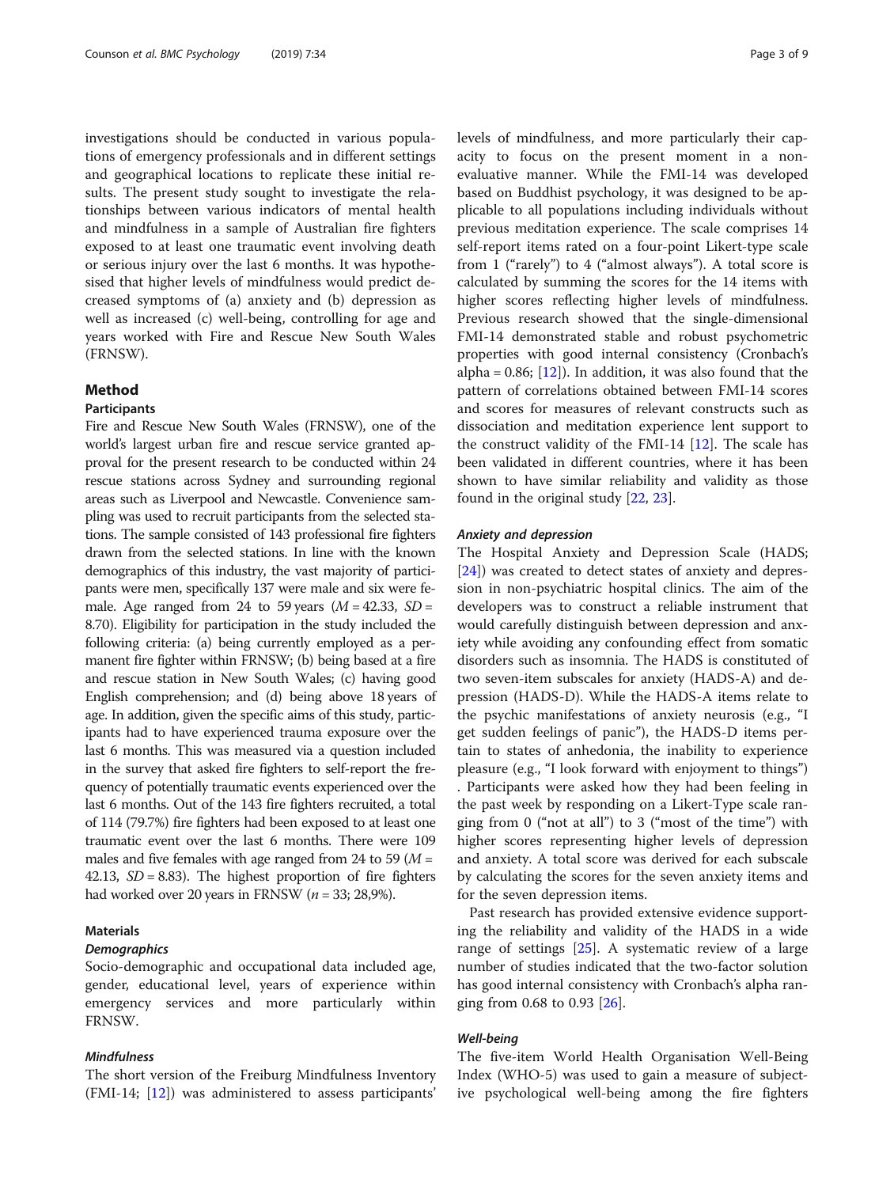investigations should be conducted in various populations of emergency professionals and in different settings and geographical locations to replicate these initial results. The present study sought to investigate the relationships between various indicators of mental health and mindfulness in a sample of Australian fire fighters exposed to at least one traumatic event involving death or serious injury over the last 6 months. It was hypothesised that higher levels of mindfulness would predict decreased symptoms of (a) anxiety and (b) depression as well as increased (c) well-being, controlling for age and years worked with Fire and Rescue New South Wales (FRNSW).

## Method

### Participants

Fire and Rescue New South Wales (FRNSW), one of the world's largest urban fire and rescue service granted approval for the present research to be conducted within 24 rescue stations across Sydney and surrounding regional areas such as Liverpool and Newcastle. Convenience sampling was used to recruit participants from the selected stations. The sample consisted of 143 professional fire fighters drawn from the selected stations. In line with the known demographics of this industry, the vast majority of participants were men, specifically 137 were male and six were female. Age ranged from 24 to 59 years ($M = 42.33$, $SD = 8.70$). Eligibility for participation in the study included the following criteria: (a) being currently employed as a permanent fire fighter within FRNSW; (b) being based at a fire and rescue station in New South Wales; (c) having good English comprehension; and (d) being above 18 years of age. In addition, given the specific aims of this study, participants had to have experienced trauma exposure over the last 6 months. This was measured via a question included in the survey that asked fire fighters to self-report the frequency of potentially traumatic events experienced over the last 6 months. Out of the 143 fire fighters recruited, a total of 114 (79.7%) fire fighters had been exposed to at least one traumatic event over the last 6 months. There were 109 males and five females with age ranged from 24 to 59 ($M = 42.13$, $SD = 8.83$). The highest proportion of fire fighters had worked over 20 years in FRNSW ($n = 33$; 28,9%).

### Materials

#### *Demographics*

Socio-demographic and occupational data included age, gender, educational level, years of experience within emergency services and more particularly within FRNSW.

#### *Mindfulness*

The short version of the Freiburg Mindfulness Inventory (FMI-14; [12]) was administered to assess participants' levels of mindfulness, and more particularly their capacity to focus on the present moment in a non-evaluative manner. While the FMI-14 was developed based on Buddhist psychology, it was designed to be applicable to all populations including individuals without previous meditation experience. The scale comprises 14 self-report items rated on a four-point Likert-type scale from 1 ("rarely") to 4 ("almost always"). A total score is calculated by summing the scores for the 14 items with higher scores reflecting higher levels of mindfulness. Previous research showed that the single-dimensional FMI-14 demonstrated stable and robust psychometric properties with good internal consistency (Cronbach's alpha = 0.86; [12]). In addition, it was also found that the pattern of correlations obtained between FMI-14 scores and scores for measures of relevant constructs such as dissociation and meditation experience lent support to the construct validity of the FMI-14 [12]. The scale has been validated in different countries, where it has been shown to have similar reliability and validity as those found in the original study [22, 23].

#### *Anxiety and depression*

The Hospital Anxiety and Depression Scale (HADS; [24]) was created to detect states of anxiety and depression in non-psychiatric hospital clinics. The aim of the developers was to construct a reliable instrument that would carefully distinguish between depression and anxiety while avoiding any confounding effect from somatic disorders such as insomnia. The HADS is constituted of two seven-item subscales for anxiety (HADS-A) and depression (HADS-D). While the HADS-A items relate to the psychic manifestations of anxiety neurosis (e.g., "I get sudden feelings of panic"), the HADS-D items pertain to states of anhedonia, the inability to experience pleasure (e.g., "I look forward with enjoyment to things") . Participants were asked how they had been feeling in the past week by responding on a Likert-Type scale ranging from 0 ("not at all") to 3 ("most of the time") with higher scores representing higher levels of depression and anxiety. A total score was derived for each subscale by calculating the scores for the seven anxiety items and for the seven depression items.

Past research has provided extensive evidence supporting the reliability and validity of the HADS in a wide range of settings [25]. A systematic review of a large number of studies indicated that the two-factor solution has good internal consistency with Cronbach's alpha ranging from 0.68 to 0.93 [26].

#### *Well-being*

The five-item World Health Organisation Well-Being Index (WHO-5) was used to gain a measure of subjective psychological well-being among the fire fighters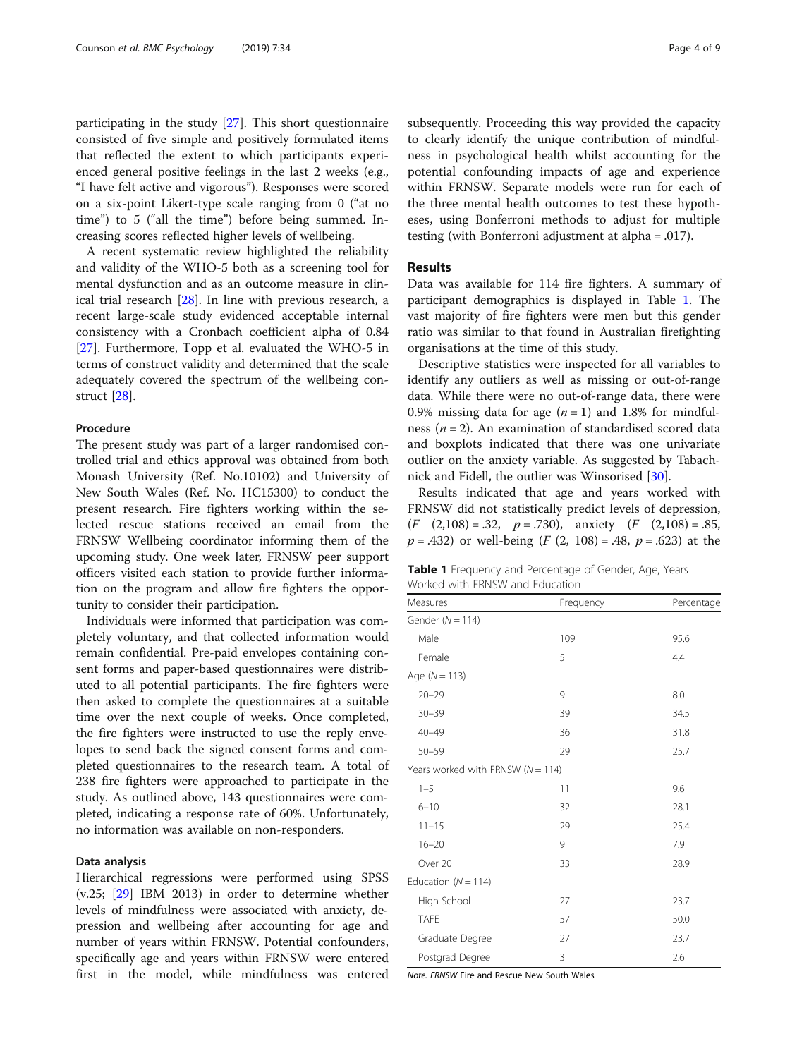participating in the study [27]. This short questionnaire consisted of five simple and positively formulated items that reflected the extent to which participants experienced general positive feelings in the last 2 weeks (e.g., "I have felt active and vigorous"). Responses were scored on a six-point Likert-type scale ranging from 0 ("at no time") to 5 ("all the time") before being summed. Increasing scores reflected higher levels of wellbeing.

A recent systematic review highlighted the reliability and validity of the WHO-5 both as a screening tool for mental dysfunction and as an outcome measure in clinical trial research [28]. In line with previous research, a recent large-scale study evidenced acceptable internal consistency with a Cronbach coefficient alpha of 0.84 [27]. Furthermore, Topp et al. evaluated the WHO-5 in terms of construct validity and determined that the scale adequately covered the spectrum of the wellbeing construct [28].

### Procedure

The present study was part of a larger randomised controlled trial and ethics approval was obtained from both Monash University (Ref. No.10102) and University of New South Wales (Ref. No. HC15300) to conduct the present research. Fire fighters working within the selected rescue stations received an email from the FRNSW Wellbeing coordinator informing them of the upcoming study. One week later, FRNSW peer support officers visited each station to provide further information on the program and allow fire fighters the opportunity to consider their participation.

Individuals were informed that participation was completely voluntary, and that collected information would remain confidential. Pre-paid envelopes containing consent forms and paper-based questionnaires were distributed to all potential participants. The fire fighters were then asked to complete the questionnaires at a suitable time over the next couple of weeks. Once completed, the fire fighters were instructed to use the reply envelopes to send back the signed consent forms and completed questionnaires to the research team. A total of 238 fire fighters were approached to participate in the study. As outlined above, 143 questionnaires were completed, indicating a response rate of 60%. Unfortunately, no information was available on non-responders.

### Data analysis

Hierarchical regressions were performed using SPSS (v.25; [29] IBM 2013) in order to determine whether levels of mindfulness were associated with anxiety, depression and wellbeing after accounting for age and number of years within FRNSW. Potential confounders, specifically age and years within FRNSW were entered first in the model, while mindfulness was entered subsequently. Proceeding this way provided the capacity to clearly identify the unique contribution of mindfulness in psychological health whilst accounting for the potential confounding impacts of age and experience within FRNSW. Separate models were run for each of the three mental health outcomes to test these hypotheses, using Bonferroni methods to adjust for multiple testing (with Bonferroni adjustment at alpha = .017).

## Results

Data was available for 114 fire fighters. A summary of participant demographics is displayed in Table 1. The vast majority of fire fighters were men but this gender ratio was similar to that found in Australian firefighting organisations at the time of this study.

Descriptive statistics were inspected for all variables to identify any outliers as well as missing or out-of-range data. While there were no out-of-range data, there were 0.9% missing data for age ($n = 1$) and 1.8% for mindfulness ($n = 2$). An examination of standardised scored data and boxplots indicated that there was one univariate outlier on the anxiety variable. As suggested by Tabachnick and Fidell, the outlier was Winsorised [30].

Results indicated that age and years worked with FRNSW did not statistically predict levels of depression, ($F$ (2,108) = .32, $p = .730$), anxiety ($F$ (2,108) = .85, $p = .432$) or well-being ($F$ (2, 108) = .48, $p = .623$) at the

**Table 1** Frequency and Percentage of Gender, Age, Years Worked with FRNSW and Education

| Measures | Frequency | Percentage |
|---|---|---|
| Gender ($N = 114$) | | |
| Male | 109 | 95.6 |
| Female | 5 | 4.4 |
| Age ($N = 113$) | | |
| 20–29 | 9 | 8.0 |
| 30–39 | 39 | 34.5 |
| 40–49 | 36 | 31.8 |
| 50–59 | 29 | 25.7 |
| Years worked with FRNSW ($N = 114$) | | |
| 1–5 | 11 | 9.6 |
| 6–10 | 32 | 28.1 |
| 11–15 | 29 | 25.4 |
| 16–20 | 9 | 7.9 |
| Over 20 | 33 | 28.9 |
| Education ($N = 114$) | | |
| High School | 27 | 23.7 |
| TAFE | 57 | 50.0 |
| Graduate Degree | 27 | 23.7 |
| Postgrad Degree | 3 | 2.6 |

*Note. FRNSW* Fire and Rescue New South Wales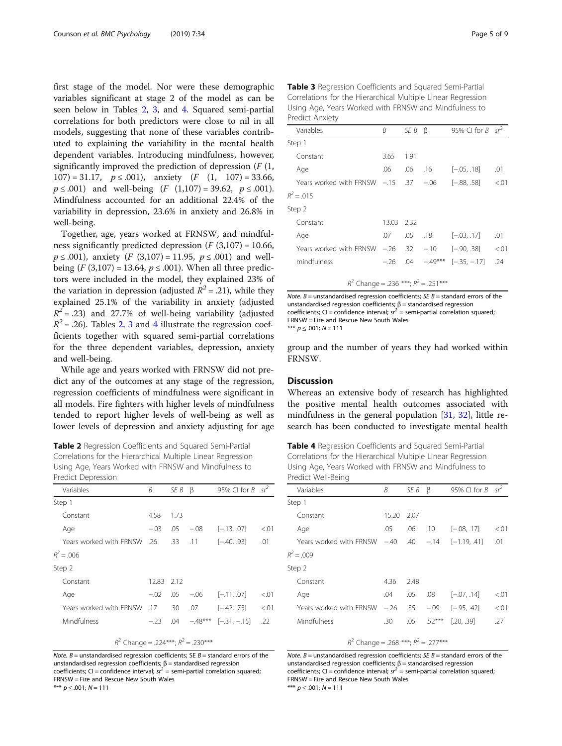first stage of the model. Nor were these demographic variables significant at stage 2 of the model as can be seen below in Tables 2, 3, and 4. Squared semi-partial correlations for both predictors were close to nil in all models, suggesting that none of these variables contributed to explaining the variability in the mental health dependent variables. Introducing mindfulness, however, significantly improved the prediction of depression ($F$ (1, 107) = 31.17, $p \leq .001$), anxiety ($F$ (1, 107) = 33.66, $p \leq .001$) and well-being ($F$ (1,107) = 39.62, $p \leq .001$). Mindfulness accounted for an additional 22.4% of the variability in depression, 23.6% in anxiety and 26.8% in well-being.

Together, age, years worked at FRNSW, and mindfulness significantly predicted depression ($F$ (3,107) = 10.66, $p \leq .001$), anxiety ($F$ (3,107) = 11.95, $p \leq .001$) and well-being ($F$ (3,107) = 13.64, $p \leq .001$). When all three predictors were included in the model, they explained 23% of the variation in depression (adjusted $R^2$ = .21), while they explained 25.1% of the variability in anxiety (adjusted $R^2$ = .23) and 27.7% of well-being variability (adjusted $R^2$ = .26). Tables 2, 3 and 4 illustrate the regression coefficients together with squared semi-partial correlations for the three dependent variables, depression, anxiety and well-being.

While age and years worked with FRNSW did not predict any of the outcomes at any stage of the regression, regression coefficients of mindfulness were significant in all models. Fire fighters with higher levels of mindfulness tended to report higher levels of well-being as well as lower levels of depression and anxiety adjusting for age group and the number of years they had worked within FRNSW.

**Table 2** Regression Coefficients and Squared Semi-Partial Correlations for the Hierarchical Multiple Linear Regression Using Age, Years Worked with FRNSW and Mindfulness to Predict Depression

| Variables | *B* | *SE B* | β | 95% CI for *B* | $sr^2$ |
|---|---|---|---|---|---|
| Step 1 | | | | | |
| Constant | 4.58 | 1.73 | | | |
| Age | −.03 | .05 | −.08 | [−.13, .07] | <.01 |
| Years worked with FRNSW | .26 | .33 | .11 | [−.40, .93] | .01 |
| $R^2$ = .006 | | | | | |
| Step 2 | | | | | |
| Constant | 12.83 | 2.12 | | | |
| Age | −.02 | .05 | −.06 | [−.11, .07] | <.01 |
| Years worked with FRNSW | .17 | .30 | .07 | [−.42, .75] | <.01 |
| Mindfulness | −.23 | .04 | −.48*** | [−.31, −.15] | .22 |
| $R^2$ Change = .224***; $R^2$ = .230*** | | | | | |

*Note.* *B* = unstandardised regression coefficients; SE *B* = standard errors of the unstandardised regression coefficients; β = standardised regression coefficients; CI = confidence interval; $sr^2$ = semi-partial correlation squared; FRNSW = Fire and Rescue New South Wales
*** $p \leq .001$; $N = 111$

**Table 3** Regression Coefficients and Squared Semi-Partial Correlations for the Hierarchical Multiple Linear Regression Using Age, Years Worked with FRNSW and Mindfulness to Predict Anxiety

| Variables | *B* | *SE B* | β | 95% CI for *B* | $sr^2$ |
|---|---|---|---|---|---|
| Step 1 | | | | | |
| Constant | 3.65 | 1.91 | | | |
| Age | .06 | .06 | .16 | [−.05, .18] | .01 |
| Years worked with FRNSW | −.15 | .37 | −.06 | [−.88, .58] | <.01 |
| $R^2$ = .015 | | | | | |
| Step 2 | | | | | |
| Constant | 13.03 | 2.32 | | | |
| Age | .07 | .05 | .18 | [−.03, .17] | .01 |
| Years worked with FRNSW | −.26 | .32 | −.10 | [−.90, .38] | <.01 |
| mindfulness | −.26 | .04 | −.49*** | [−.35, −.17] | .24 |
| $R^2$ Change = .236 ***; $R^2$ = .251*** | | | | | |

*Note.* *B* = unstandardised regression coefficients; *SE B* = standard errors of the unstandardised regression coefficients; β = standardised regression coefficients; CI = confidence interval; $sr^2$ = semi-partial correlation squared; FRNSW = Fire and Rescue New South Wales
*** $p \leq .001$; $N = 111$

**Table 4** Regression Coefficients and Squared Semi-Partial Correlations for the Hierarchical Multiple Linear Regression Using Age, Years Worked with FRNSW and Mindfulness to Predict Well-Being

| Variables | *B* | *SE B* | β | 95% CI for *B* | $sr^2$ |
|---|---|---|---|---|---|
| Step 1 | | | | | |
| Constant | 15.20 | 2.07 | | | |
| Age | .05 | .06 | .10 | [−.08, .17] | <.01 |
| Years worked with FRNSW | −.40 | .40 | −.14 | [−1.19, .41] | .01 |
| $R^2$ = .009 | | | | | |
| Step 2 | | | | | |
| Constant | 4.36 | 2.48 | | | |
| Age | .04 | .05 | .08 | [−.07, .14] | <.01 |
| Years worked with FRNSW | −.26 | .35 | −.09 | [−.95, .42] | <.01 |
| Mindfulness | .30 | .05 | .52*** | [.20, .39] | .27 |
| $R^2$ Change = .268 ***; $R^2$ = .277*** | | | | | |

*Note.* *B* = unstandardised regression coefficients; *SE B* = standard errors of the unstandardised regression coefficients; β = standardised regression coefficients; CI = confidence interval; $sr^2$ = semi-partial correlation squared; FRNSW = Fire and Rescue New South Wales
*** $p \leq .001$; $N = 111$

## Discussion

Whereas an extensive body of research has highlighted the positive mental health outcomes associated with mindfulness in the general population [31, 32], little research has been conducted to investigate mental health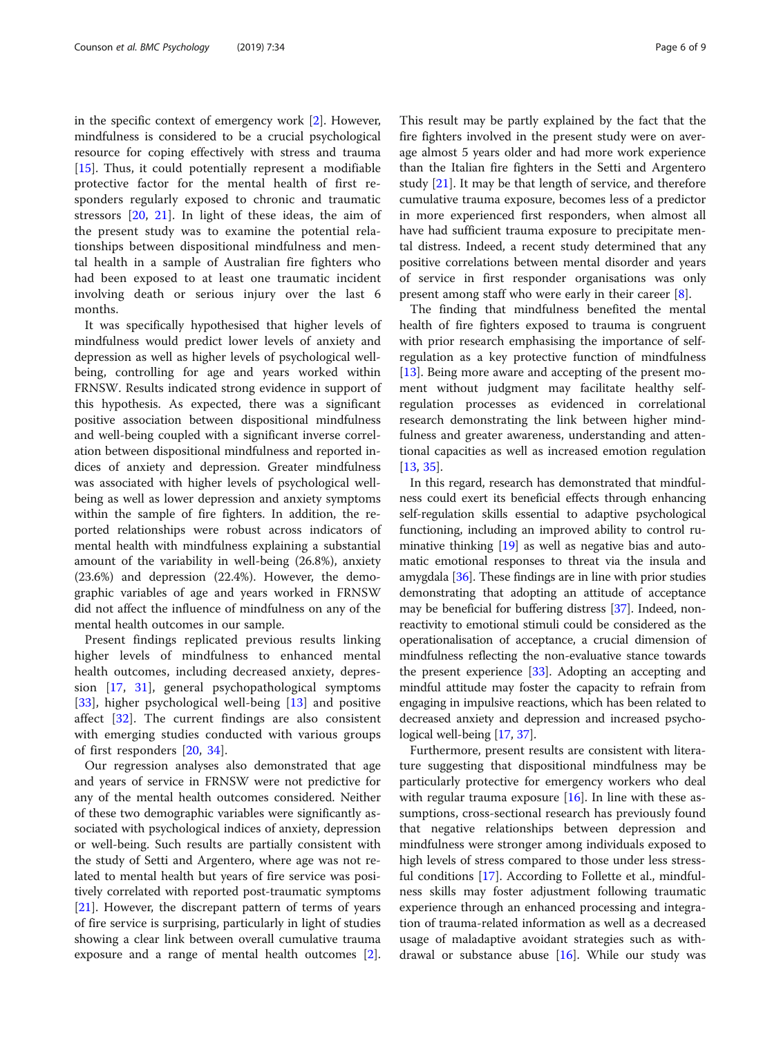in the specific context of emergency work [2]. However, mindfulness is considered to be a crucial psychological resource for coping effectively with stress and trauma [15]. Thus, it could potentially represent a modifiable protective factor for the mental health of first responders regularly exposed to chronic and traumatic stressors [20, 21]. In light of these ideas, the aim of the present study was to examine the potential relationships between dispositional mindfulness and mental health in a sample of Australian fire fighters who had been exposed to at least one traumatic incident involving death or serious injury over the last 6 months.

It was specifically hypothesised that higher levels of mindfulness would predict lower levels of anxiety and depression as well as higher levels of psychological well-being, controlling for age and years worked within FRNSW. Results indicated strong evidence in support of this hypothesis. As expected, there was a significant positive association between dispositional mindfulness and well-being coupled with a significant inverse correlation between dispositional mindfulness and reported indices of anxiety and depression. Greater mindfulness was associated with higher levels of psychological well-being as well as lower depression and anxiety symptoms within the sample of fire fighters. In addition, the reported relationships were robust across indicators of mental health with mindfulness explaining a substantial amount of the variability in well-being (26.8%), anxiety (23.6%) and depression (22.4%). However, the demographic variables of age and years worked in FRNSW did not affect the influence of mindfulness on any of the mental health outcomes in our sample.

Present findings replicated previous results linking higher levels of mindfulness to enhanced mental health outcomes, including decreased anxiety, depression [17, 31], general psychopathological symptoms [33], higher psychological well-being [13] and positive affect [32]. The current findings are also consistent with emerging studies conducted with various groups of first responders [20, 34].

Our regression analyses also demonstrated that age and years of service in FRNSW were not predictive for any of the mental health outcomes considered. Neither of these two demographic variables were significantly associated with psychological indices of anxiety, depression or well-being. Such results are partially consistent with the study of Setti and Argentero, where age was not related to mental health but years of fire service was positively correlated with reported post-traumatic symptoms [21]. However, the discrepant pattern of terms of years of fire service is surprising, particularly in light of studies showing a clear link between overall cumulative trauma exposure and a range of mental health outcomes [2]. This result may be partly explained by the fact that the fire fighters involved in the present study were on average almost 5 years older and had more work experience than the Italian fire fighters in the Setti and Argentero study [21]. It may be that length of service, and therefore cumulative trauma exposure, becomes less of a predictor in more experienced first responders, when almost all have had sufficient trauma exposure to precipitate mental distress. Indeed, a recent study determined that any positive correlations between mental disorder and years of service in first responder organisations was only present among staff who were early in their career [8].

The finding that mindfulness benefited the mental health of fire fighters exposed to trauma is congruent with prior research emphasising the importance of self-regulation as a key protective function of mindfulness [13]. Being more aware and accepting of the present moment without judgment may facilitate healthy self-regulation processes as evidenced in correlational research demonstrating the link between higher mindfulness and greater awareness, understanding and attentional capacities as well as increased emotion regulation [13, 35].

In this regard, research has demonstrated that mindfulness could exert its beneficial effects through enhancing self-regulation skills essential to adaptive psychological functioning, including an improved ability to control ruminative thinking [19] as well as negative bias and automatic emotional responses to threat via the insula and amygdala [36]. These findings are in line with prior studies demonstrating that adopting an attitude of acceptance may be beneficial for buffering distress [37]. Indeed, non-reactivity to emotional stimuli could be considered as the operationalisation of acceptance, a crucial dimension of mindfulness reflecting the non-evaluative stance towards the present experience [33]. Adopting an accepting and mindful attitude may foster the capacity to refrain from engaging in impulsive reactions, which has been related to decreased anxiety and depression and increased psychological well-being [17, 37].

Furthermore, present results are consistent with literature suggesting that dispositional mindfulness may be particularly protective for emergency workers who deal with regular trauma exposure [16]. In line with these assumptions, cross-sectional research has previously found that negative relationships between depression and mindfulness were stronger among individuals exposed to high levels of stress compared to those under less stressful conditions [17]. According to Follette et al., mindfulness skills may foster adjustment following traumatic experience through an enhanced processing and integration of trauma-related information as well as a decreased usage of maladaptive avoidant strategies such as withdrawal or substance abuse [16]. While our study was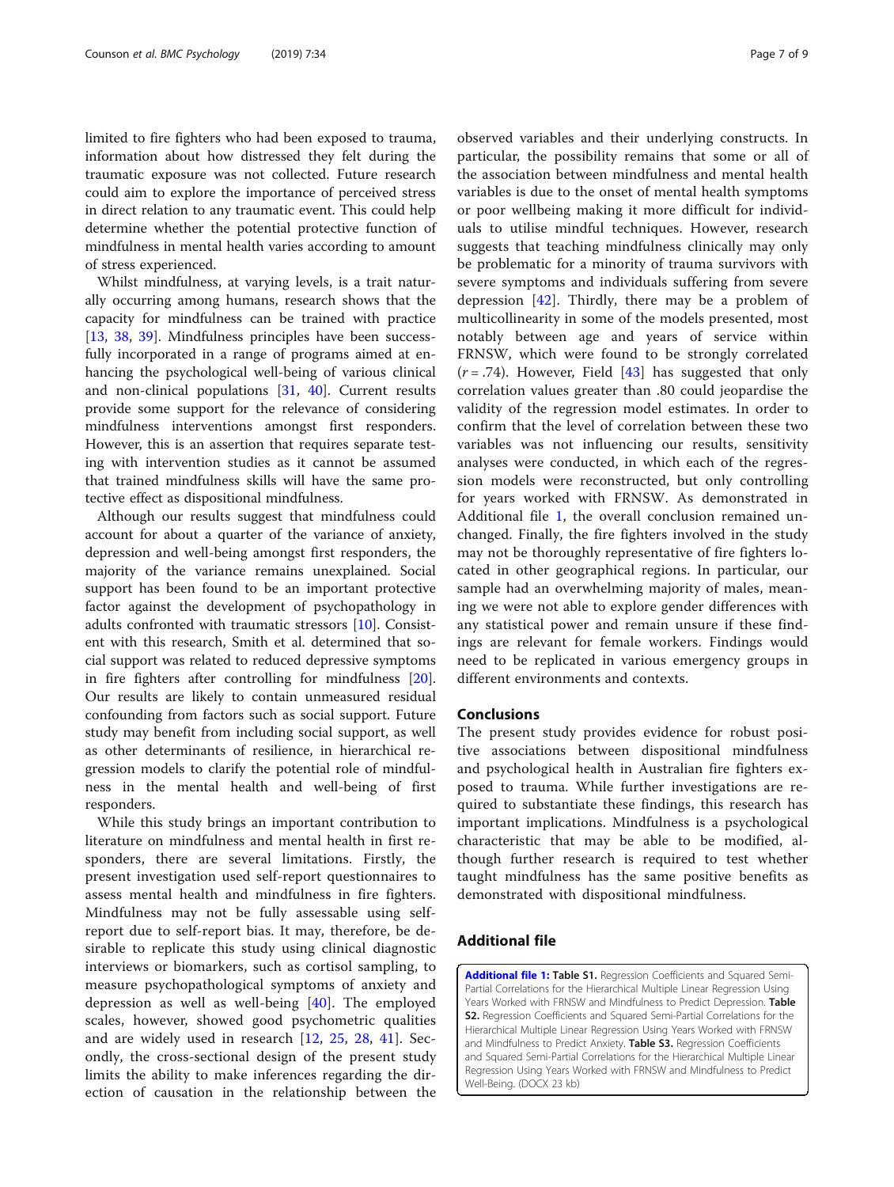limited to fire fighters who had been exposed to trauma, information about how distressed they felt during the traumatic exposure was not collected. Future research could aim to explore the importance of perceived stress in direct relation to any traumatic event. This could help determine whether the potential protective function of mindfulness in mental health varies according to amount of stress experienced.

Whilst mindfulness, at varying levels, is a trait naturally occurring among humans, research shows that the capacity for mindfulness can be trained with practice [13, 38, 39]. Mindfulness principles have been successfully incorporated in a range of programs aimed at enhancing the psychological well-being of various clinical and non-clinical populations [31, 40]. Current results provide some support for the relevance of considering mindfulness interventions amongst first responders. However, this is an assertion that requires separate testing with intervention studies as it cannot be assumed that trained mindfulness skills will have the same protective effect as dispositional mindfulness.

Although our results suggest that mindfulness could account for about a quarter of the variance of anxiety, depression and well-being amongst first responders, the majority of the variance remains unexplained. Social support has been found to be an important protective factor against the development of psychopathology in adults confronted with traumatic stressors [10]. Consistent with this research, Smith et al. determined that social support was related to reduced depressive symptoms in fire fighters after controlling for mindfulness [20]. Our results are likely to contain unmeasured residual confounding from factors such as social support. Future study may benefit from including social support, as well as other determinants of resilience, in hierarchical regression models to clarify the potential role of mindfulness in the mental health and well-being of first responders.

While this study brings an important contribution to literature on mindfulness and mental health in first responders, there are several limitations. Firstly, the present investigation used self-report questionnaires to assess mental health and mindfulness in fire fighters. Mindfulness may not be fully assessable using self-report due to self-report bias. It may, therefore, be desirable to replicate this study using clinical diagnostic interviews or biomarkers, such as cortisol sampling, to measure psychopathological symptoms of anxiety and depression as well as well-being [40]. The employed scales, however, showed good psychometric qualities and are widely used in research [12, 25, 28, 41]. Secondly, the cross-sectional design of the present study limits the ability to make inferences regarding the direction of causation in the relationship between the observed variables and their underlying constructs. In particular, the possibility remains that some or all of the association between mindfulness and mental health variables is due to the onset of mental health symptoms or poor wellbeing making it more difficult for individuals to utilise mindful techniques. However, research suggests that teaching mindfulness clinically may only be problematic for a minority of trauma survivors with severe symptoms and individuals suffering from severe depression [42]. Thirdly, there may be a problem of multicollinearity in some of the models presented, most notably between age and years of service within FRNSW, which were found to be strongly correlated ($r = .74$). However, Field [43] has suggested that only correlation values greater than .80 could jeopardise the validity of the regression model estimates. In order to confirm that the level of correlation between these two variables was not influencing our results, sensitivity analyses were conducted, in which each of the regression models were reconstructed, but only controlling for years worked with FRNSW. As demonstrated in Additional file 1, the overall conclusion remained unchanged. Finally, the fire fighters involved in the study may not be thoroughly representative of fire fighters located in other geographical regions. In particular, our sample had an overwhelming majority of males, meaning we were not able to explore gender differences with any statistical power and remain unsure if these findings are relevant for female workers. Findings would need to be replicated in various emergency groups in different environments and contexts.

## Conclusions

The present study provides evidence for robust positive associations between dispositional mindfulness and psychological health in Australian fire fighters exposed to trauma. While further investigations are required to substantiate these findings, this research has important implications. Mindfulness is a psychological characteristic that may be able to be modified, although further research is required to test whether taught mindfulness has the same positive benefits as demonstrated with dispositional mindfulness.

## Additional file

**Additional file 1: Table S1.** Regression Coefficients and Squared Semi-Partial Correlations for the Hierarchical Multiple Linear Regression Using Years Worked with FRNSW and Mindfulness to Predict Depression. **Table S2.** Regression Coefficients and Squared Semi-Partial Correlations for the Hierarchical Multiple Linear Regression Using Years Worked with FRNSW and Mindfulness to Predict Anxiety. **Table S3.** Regression Coefficients and Squared Semi-Partial Correlations for the Hierarchical Multiple Linear Regression Using Years Worked with FRNSW and Mindfulness to Predict Well-Being. (DOCX 23 kb)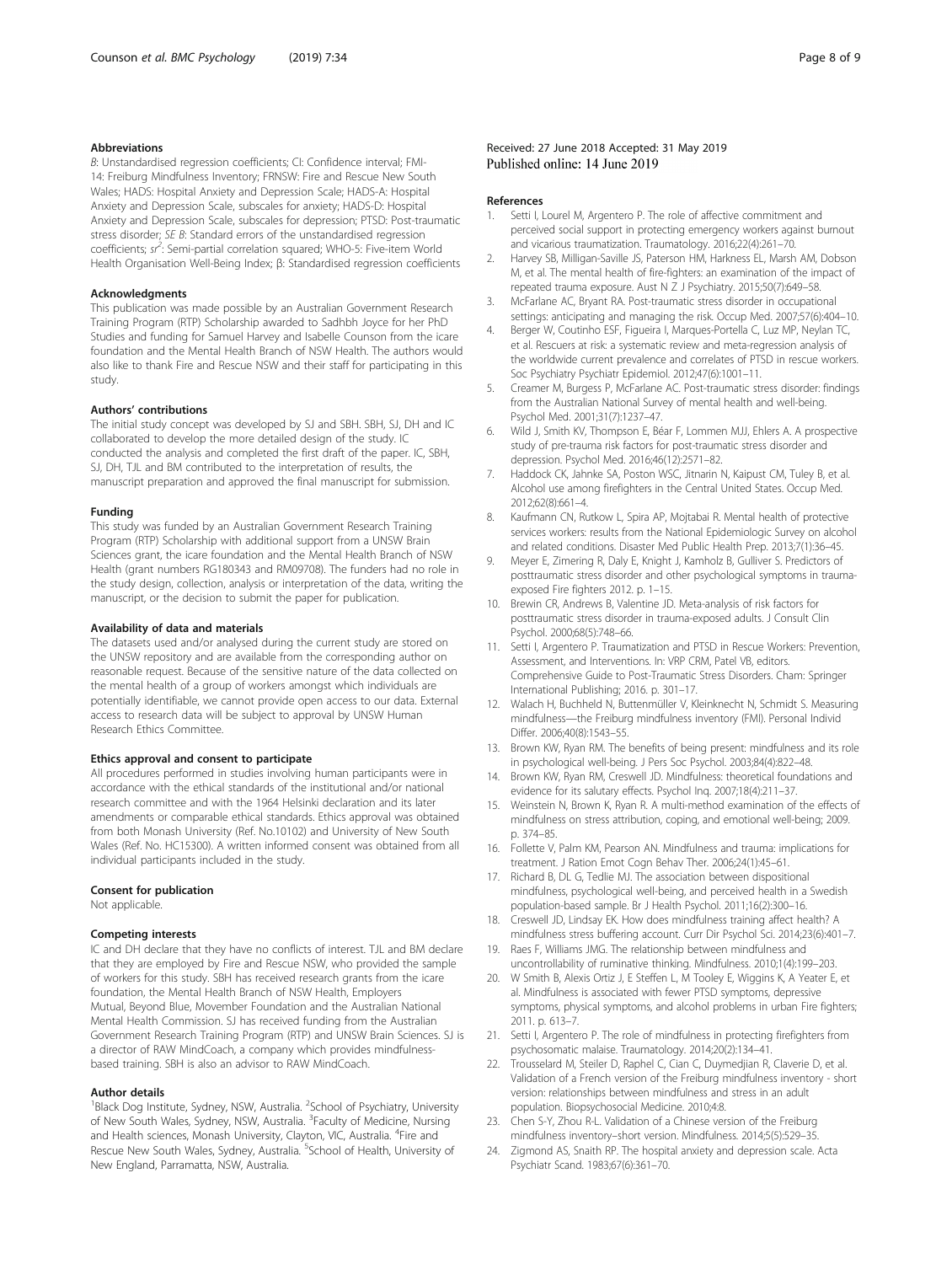## Abbreviations

*B*: Unstandardised regression coefficients; CI: Confidence interval; FMI-14: Freiburg Mindfulness Inventory; FRNSW: Fire and Rescue New South Wales; HADS: Hospital Anxiety and Depression Scale; HADS-A: Hospital Anxiety and Depression Scale, subscales for anxiety; HADS-D: Hospital Anxiety and Depression Scale, subscales for depression; PTSD: Post-traumatic stress disorder; *SE B*: Standard errors of the unstandardised regression coefficients; $sr^2$: Semi-partial correlation squared; WHO-5: Five-item World Health Organisation Well-Being Index; β: Standardised regression coefficients

## Acknowledgments

This publication was made possible by an Australian Government Research Training Program (RTP) Scholarship awarded to Sadhbh Joyce for her PhD Studies and funding for Samuel Harvey and Isabelle Counson from the icare foundation and the Mental Health Branch of NSW Health. The authors would also like to thank Fire and Rescue NSW and their staff for participating in this study.

## Authors' contributions

The initial study concept was developed by SJ and SBH. SBH, SJ, DH and IC collaborated to develop the more detailed design of the study. IC conducted the analysis and completed the first draft of the paper. IC, SBH, SJ, DH, TJL and BM contributed to the interpretation of results, the manuscript preparation and approved the final manuscript for submission.

## Funding

This study was funded by an Australian Government Research Training Program (RTP) Scholarship with additional support from a UNSW Brain Sciences grant, the icare foundation and the Mental Health Branch of NSW Health (grant numbers RG180343 and RM09708). The funders had no role in the study design, collection, analysis or interpretation of the data, writing the manuscript, or the decision to submit the paper for publication.

## Availability of data and materials

The datasets used and/or analysed during the current study are stored on the UNSW repository and are available from the corresponding author on reasonable request. Because of the sensitive nature of the data collected on the mental health of a group of workers amongst which individuals are potentially identifiable, we cannot provide open access to our data. External access to research data will be subject to approval by UNSW Human Research Ethics Committee.

## Ethics approval and consent to participate

All procedures performed in studies involving human participants were in accordance with the ethical standards of the institutional and/or national research committee and with the 1964 Helsinki declaration and its later amendments or comparable ethical standards. Ethics approval was obtained from both Monash University (Ref. No.10102) and University of New South Wales (Ref. No. HC15300). A written informed consent was obtained from all individual participants included in the study.

## Consent for publication

Not applicable.

## Competing interests

IC and DH declare that they have no conflicts of interest. TJL and BM declare that they are employed by Fire and Rescue NSW, who provided the sample of workers for this study. SBH has received research grants from the icare foundation, the Mental Health Branch of NSW Health, Employers Mutual, Beyond Blue, Movember Foundation and the Australian National Mental Health Commission. SJ has received funding from the Australian Government Research Training Program (RTP) and UNSW Brain Sciences. SJ is a director of RAW MindCoach, a company which provides mindfulness-based training. SBH is also an advisor to RAW MindCoach.

## Author details

[1]Black Dog Institute, Sydney, NSW, Australia. [2]School of Psychiatry, University of New South Wales, Sydney, NSW, Australia. [3]Faculty of Medicine, Nursing and Health sciences, Monash University, Clayton, VIC, Australia. [4]Fire and Rescue New South Wales, Sydney, Australia. [5]School of Health, University of New England, Parramatta, NSW, Australia.

Received: 27 June 2018 Accepted: 31 May 2019
Published online: 14 June 2019

## References

1. Setti I, Lourel M, Argentero P. The role of affective commitment and perceived social support in protecting emergency workers against burnout and vicarious traumatization. Traumatology. 2016;22(4):261–70.
2. Harvey SB, Milligan-Saville JS, Paterson HM, Harkness EL, Marsh AM, Dobson M, et al. The mental health of fire-fighters: an examination of the impact of repeated trauma exposure. Aust N Z J Psychiatry. 2015;50(7):649–58.
3. McFarlane AC, Bryant RA. Post-traumatic stress disorder in occupational settings: anticipating and managing the risk. Occup Med. 2007;57(6):404–10.
4. Berger W, Coutinho ESF, Figueira I, Marques-Portella C, Luz MP, Neylan TC, et al. Rescuers at risk: a systematic review and meta-regression analysis of the worldwide current prevalence and correlates of PTSD in rescue workers. Soc Psychiatry Psychiatr Epidemiol. 2012;47(6):1001–11.
5. Creamer M, Burgess P, McFarlane AC. Post-traumatic stress disorder: findings from the Australian National Survey of mental health and well-being. Psychol Med. 2001;31(7):1237–47.
6. Wild J, Smith KV, Thompson E, Béar F, Lommen MJJ, Ehlers A. A prospective study of pre-trauma risk factors for post-traumatic stress disorder and depression. Psychol Med. 2016;46(12):2571–82.
7. Haddock CK, Jahnke SA, Poston WSC, Jitnarin N, Kaipust CM, Tuley B, et al. Alcohol use among firefighters in the Central United States. Occup Med. 2012;62(8):661–4.
8. Kaufmann CN, Rutkow L, Spira AP, Mojtabai R. Mental health of protective services workers: results from the National Epidemiologic Survey on alcohol and related conditions. Disaster Med Public Health Prep. 2013;7(1):36–45.
9. Meyer E, Zimering R, Daly E, Knight J, Kamholz B, Gulliver S. Predictors of posttraumatic stress disorder and other psychological symptoms in trauma-exposed Fire fighters 2012. p. 1–15.
10. Brewin CR, Andrews B, Valentine JD. Meta-analysis of risk factors for posttraumatic stress disorder in trauma-exposed adults. J Consult Clin Psychol. 2000;68(5):748–66.
11. Setti I, Argentero P. Traumatization and PTSD in Rescue Workers: Prevention, Assessment, and Interventions. In: VRP CRM, Patel VB, editors. Comprehensive Guide to Post-Traumatic Stress Disorders. Cham: Springer International Publishing; 2016. p. 301–17.
12. Walach H, Buchheld N, Buttenmüller V, Kleinknecht N, Schmidt S. Measuring mindfulness—the Freiburg mindfulness inventory (FMI). Personal Individ Differ. 2006;40(8):1543–55.
13. Brown KW, Ryan RM. The benefits of being present: mindfulness and its role in psychological well-being. J Pers Soc Psychol. 2003;84(4):822–48.
14. Brown KW, Ryan RM, Creswell JD. Mindfulness: theoretical foundations and evidence for its salutary effects. Psychol Inq. 2007;18(4):211–37.
15. Weinstein N, Brown K, Ryan R. A multi-method examination of the effects of mindfulness on stress attribution, coping, and emotional well-being; 2009. p. 374–85.
16. Follette V, Palm KM, Pearson AN. Mindfulness and trauma: implications for treatment. J Ration Emot Cogn Behav Ther. 2006;24(1):45–61.
17. Richard B, DL G, Tedlie MJ. The association between dispositional mindfulness, psychological well-being, and perceived health in a Swedish population-based sample. Br J Health Psychol. 2011;16(2):300–16.
18. Creswell JD, Lindsay EK. How does mindfulness training affect health? A mindfulness stress buffering account. Curr Dir Psychol Sci. 2014;23(6):401–7.
19. Raes F, Williams JMG. The relationship between mindfulness and uncontrollability of ruminative thinking. Mindfulness. 2010;1(4):199–203.
20. W Smith B, Alexis Ortiz J, E Steffen L, M Tooley E, Wiggins K, A Yeater E, et al. Mindfulness is associated with fewer PTSD symptoms, depressive symptoms, physical symptoms, and alcohol problems in urban Fire fighters; 2011. p. 613–7.
21. Setti I, Argentero P. The role of mindfulness in protecting firefighters from psychosomatic malaise. Traumatology. 2014;20(2):134–41.
22. Trousselard M, Steiler D, Raphel C, Cian C, Duymedjian R, Claverie D, et al. Validation of a French version of the Freiburg mindfulness inventory - short version: relationships between mindfulness and stress in an adult population. Biopsychosocial Medicine. 2010;4:8.
23. Chen S-Y, Zhou R-L. Validation of a Chinese version of the Freiburg mindfulness inventory–short version. Mindfulness. 2014;5(5):529–35.
24. Zigmond AS, Snaith RP. The hospital anxiety and depression scale. Acta Psychiatr Scand. 1983;67(6):361–70.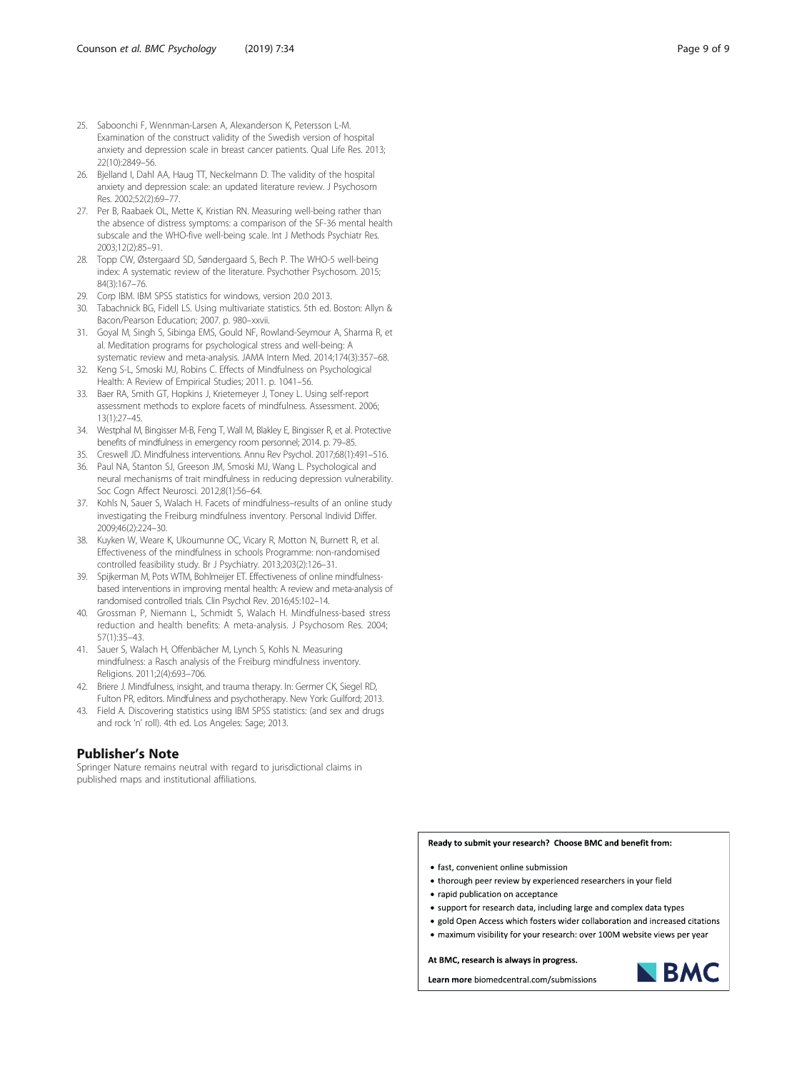25. Saboonchi F, Wennman-Larsen A, Alexanderson K, Petersson L-M. Examination of the construct validity of the Swedish version of hospital anxiety and depression scale in breast cancer patients. Qual Life Res. 2013; 22(10):2849–56.
26. Bjelland I, Dahl AA, Haug TT, Neckelmann D. The validity of the hospital anxiety and depression scale: an updated literature review. J Psychosom Res. 2002;52(2):69–77.
27. Per B, Raabaek OL, Mette K, Kristian RN. Measuring well-being rather than the absence of distress symptoms: a comparison of the SF-36 mental health subscale and the WHO-five well-being scale. Int J Methods Psychiatr Res. 2003;12(2):85–91.
28. Topp CW, Østergaard SD, Søndergaard S, Bech P. The WHO-5 well-being index: A systematic review of the literature. Psychother Psychosom. 2015; 84(3):167–76.
29. Corp IBM. IBM SPSS statistics for windows, version 20.0 2013.
30. Tabachnick BG, Fidell LS. Using multivariate statistics. 5th ed. Boston: Allyn & Bacon/Pearson Education; 2007. p. 980–xxvii.
31. Goyal M, Singh S, Sibinga EMS, Gould NF, Rowland-Seymour A, Sharma R, et al. Meditation programs for psychological stress and well-being: A systematic review and meta-analysis. JAMA Intern Med. 2014;174(3):357–68.
32. Keng S-L, Smoski MJ, Robins C. Effects of Mindfulness on Psychological Health: A Review of Empirical Studies; 2011. p. 1041–56.
33. Baer RA, Smith GT, Hopkins J, Krietemeyer J, Toney L. Using self-report assessment methods to explore facets of mindfulness. Assessment. 2006; 13(1):27–45.
34. Westphal M, Bingisser M-B, Feng T, Wall M, Blakley E, Bingisser R, et al. Protective benefits of mindfulness in emergency room personnel; 2014. p. 79–85.
35. Creswell JD. Mindfulness interventions. Annu Rev Psychol. 2017;68(1):491–516.
36. Paul NA, Stanton SJ, Greeson JM, Smoski MJ, Wang L. Psychological and neural mechanisms of trait mindfulness in reducing depression vulnerability. Soc Cogn Affect Neurosci. 2012;8(1):56–64.
37. Kohls N, Sauer S, Walach H. Facets of mindfulness–results of an online study investigating the Freiburg mindfulness inventory. Personal Individ Differ. 2009;46(2):224–30.
38. Kuyken W, Weare K, Ukoumunne OC, Vicary R, Motton N, Burnett R, et al. Effectiveness of the mindfulness in schools Programme: non-randomised controlled feasibility study. Br J Psychiatry. 2013;203(2):126–31.
39. Spijkerman M, Pots WTM, Bohlmeijer ET. Effectiveness of online mindfulness-based interventions in improving mental health: A review and meta-analysis of randomised controlled trials. Clin Psychol Rev. 2016;45:102–14.
40. Grossman P, Niemann L, Schmidt S, Walach H. Mindfulness-based stress reduction and health benefits: A meta-analysis. J Psychosom Res. 2004; 57(1):35–43.
41. Sauer S, Walach H, Offenbächer M, Lynch S, Kohls N. Measuring mindfulness: a Rasch analysis of the Freiburg mindfulness inventory. Religions. 2011;2(4):693–706.
42. Briere J. Mindfulness, insight, and trauma therapy. In: Germer CK, Siegel RD, Fulton PR, editors. Mindfulness and psychotherapy. New York: Guilford; 2013.
43. Field A. Discovering statistics using IBM SPSS statistics: (and sex and drugs and rock 'n' roll). 4th ed. Los Angeles: Sage; 2013.

## Publisher's Note

Springer Nature remains neutral with regard to jurisdictional claims in published maps and institutional affiliations.

**Ready to submit your research? Choose BMC and benefit from:**

- fast, convenient online submission
- thorough peer review by experienced researchers in your field
- rapid publication on acceptance
- support for research data, including large and complex data types
- gold Open Access which fosters wider collaboration and increased citations
- maximum visibility for your research: over 100M website views per year

**At BMC, research is always in progress.**

**Learn more** biomedcentral.com/submissions

BMC